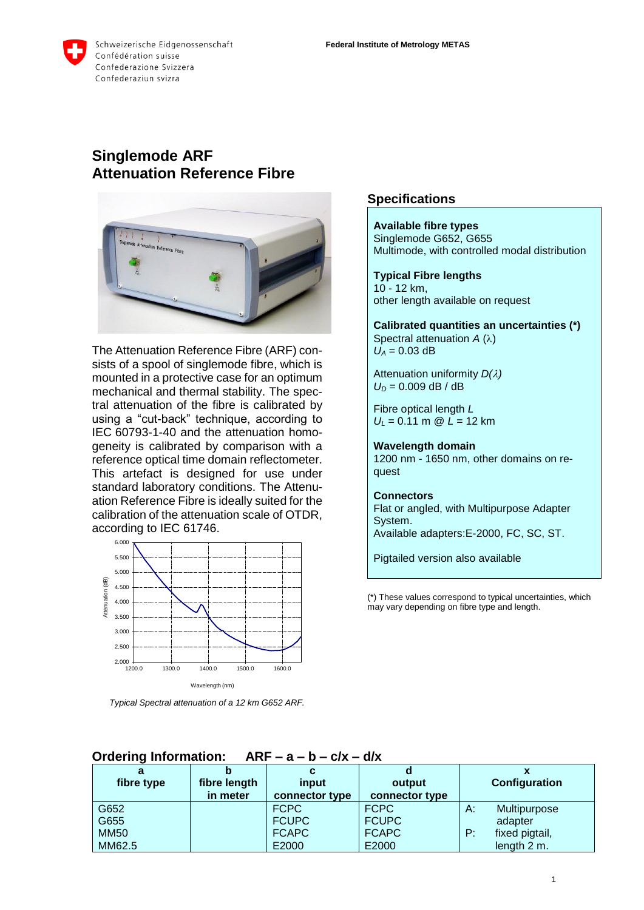Schweizerische Eidgenossenschaft
Confédération suisse
Confederazione Svizzera
Confederaziun svizra

**Federal Institute of Metrology METAS**

# Singlemode ARF
# Attenuation Reference Fibre

The Attenuation Reference Fibre (ARF) consists of a spool of singlemode fibre, which is mounted in a protective case for an optimum mechanical and thermal stability. The spectral attenuation of the fibre is calibrated by using a "cut-back" technique, according to IEC 60793-1-40 and the attenuation homogeneity is calibrated by comparison with a reference optical time domain reflectometer. This artefact is designed for use under standard laboratory conditions. The Attenuation Reference Fibre is ideally suited for the calibration of the attenuation scale of OTDR, according to IEC 61746.

*Typical Spectral attenuation of a 12 km G652 ARF.*

## Specifications

**Available fibre types**
Singlemode G652, G655
Multimode, with controlled modal distribution

**Typical Fibre lengths**
10 - 12 km,
other length available on request

**Calibrated quantities an uncertainties (*)**
Spectral attenuation $A$ ($\lambda$)
$U_A$ = 0.03 dB

Attenuation uniformity $D(\lambda)$
$U_D$ = 0.009 dB / dB

Fibre optical length $L$
$U_L$ = 0.11 m @ $L$ = 12 km

**Wavelength domain**
1200 nm - 1650 nm, other domains on request

**Connectors**
Flat or angled, with Multipurpose Adapter System.
Available adapters:E-2000, FC, SC, ST.

Pigtailed version also available

(*) These values correspond to typical uncertainties, which may vary depending on fibre type and length.

## Ordering Information: ARF – a – b – c/x – d/x

| a<br>fibre type | b<br>fibre length<br>in meter | c<br>input<br>connector type | d<br>output<br>connector type | x<br>Configuration |
|---|---|---|---|---|
| G652<br>G655<br>MM50<br>MM62.5 | | FCPC<br>FCUPC<br>FCAPC<br>E2000 | FCPC<br>FCUPC<br>FCAPC<br>E2000 | A: Multipurpose adapter<br>P: fixed pigtail, length 2 m. |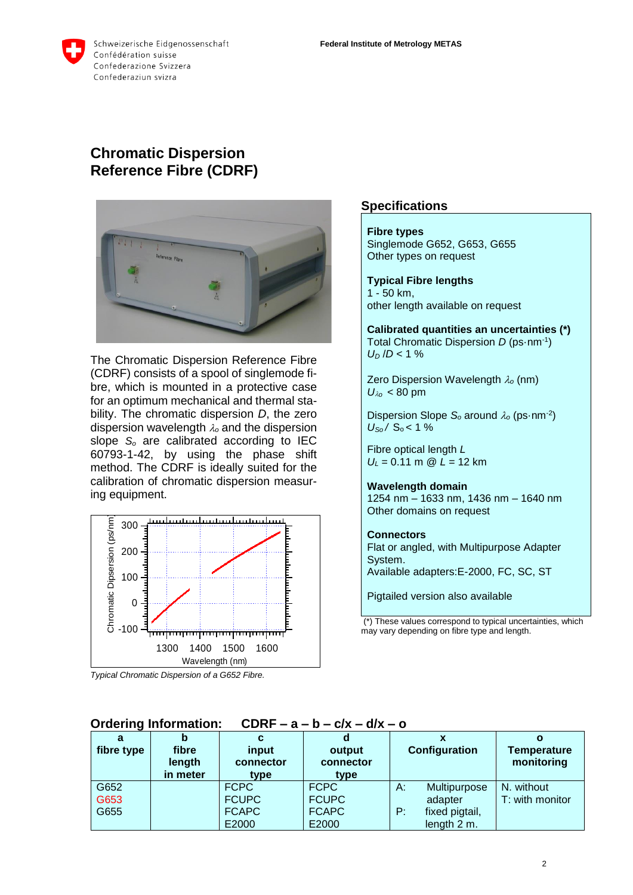Schweizerische Eidgenossenschaft
Confédération suisse
Confederazione Svizzera
Confederaziun svizra

**Federal Institute of Metrology METAS**

# Chromatic Dispersion Reference Fibre (CDRF)

The Chromatic Dispersion Reference Fibre (CDRF) consists of a spool of singlemode fibre, which is mounted in a protective case for an optimum mechanical and thermal stability. The chromatic dispersion $D$, the zero dispersion wavelength $\lambda_o$ and the dispersion slope $S_o$ are calibrated according to IEC 60793-1-42, by using the phase shift method. The CDRF is ideally suited for the calibration of chromatic dispersion measuring equipment.

*Typical Chromatic Dispersion of a G652 Fibre.*

## Specifications

**Fibre types**
Singlemode G652, G653, G655
Other types on request

**Typical Fibre lengths**
1 - 50 km,
other length available on request

**Calibrated quantities an uncertainties (*)**
Total Chromatic Dispersion $D$ (ps·nm$^{-1}$)
$U_D / D < 1$ %

Zero Dispersion Wavelength $\lambda_o$ (nm)
$U_{\lambda o} < 80$ pm

Dispersion Slope $S_o$ around $\lambda_o$ (ps·nm$^{-2}$)
$U_{So} / S_o < 1$ %

Fibre optical length $L$
$U_L = 0.11$ m @ $L = 12$ km

**Wavelength domain**
1254 nm – 1633 nm, 1436 nm – 1640 nm
Other domains on request

**Connectors**
Flat or angled, with Multipurpose Adapter System.
Available adapters:E-2000, FC, SC, ST

Pigtailed version also available

(*) These values correspond to typical uncertainties, which may vary depending on fibre type and length.

## Ordering Information: CDRF – a – b – c/x – d/x – o

| a<br>fibre type | b<br>fibre length in meter | c<br>input connector type | d<br>output connector type | x<br>Configuration | o<br>Temperature monitoring |
|---|---|---|---|---|---|
| G652<br>G653<br>G655 | | FCPC<br>FCUPC<br>FCAPC<br>E2000 | FCPC<br>FCUPC<br>FCAPC<br>E2000 | A: Multipurpose adapter<br>P: fixed pigtail, length 2 m. | N. without<br>T: with monitor |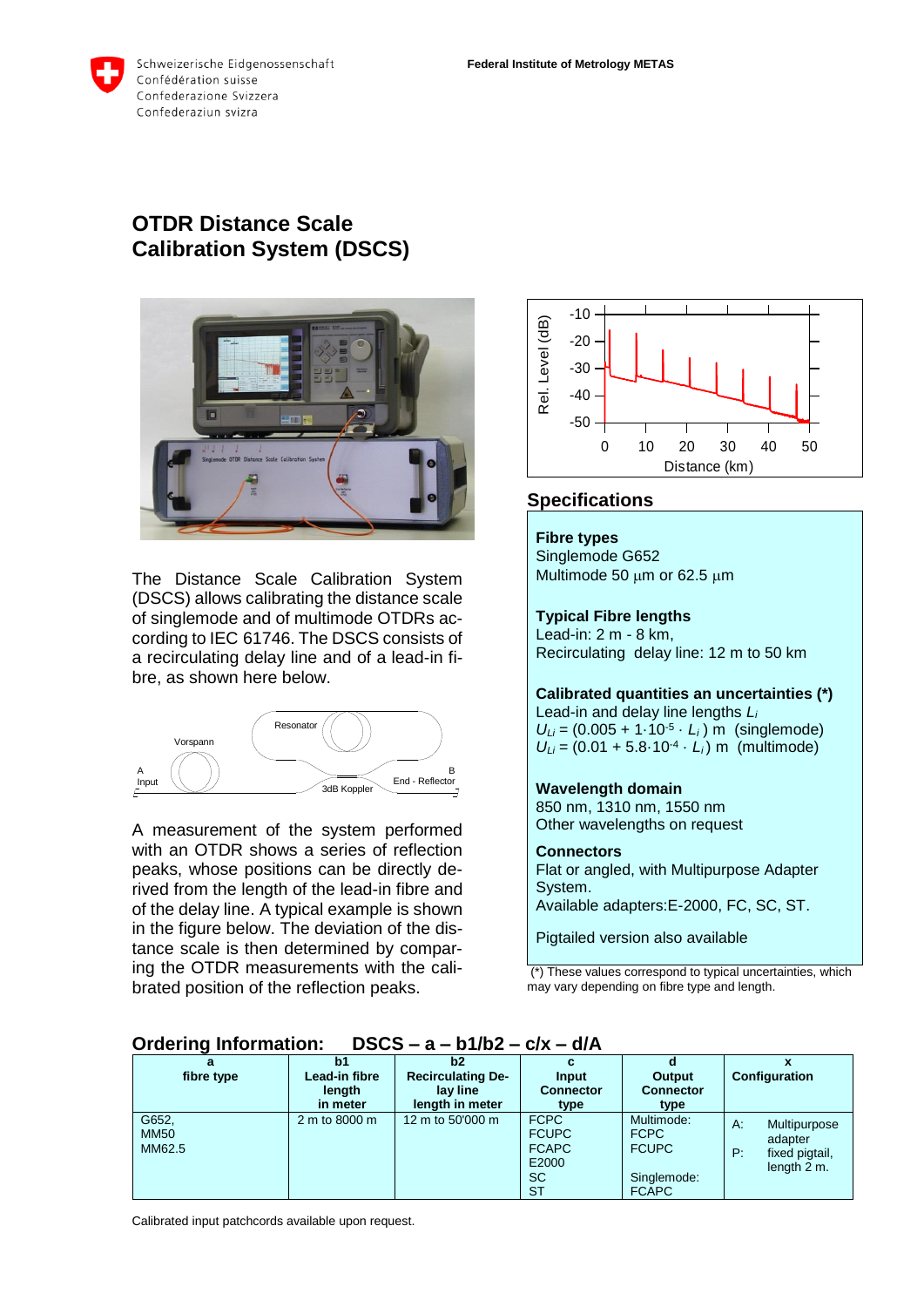Federal Institute of Metrology METAS

# OTDR Distance Scale Calibration System (DSCS)

The Distance Scale Calibration System (DSCS) allows calibrating the distance scale of singlemode and of multimode OTDRs according to IEC 61746. The DSCS consists of a recirculating delay line and of a lead-in fibre, as shown here below.

A measurement of the system performed with an OTDR shows a series of reflection peaks, whose positions can be directly derived from the length of the lead-in fibre and of the delay line. A typical example is shown in the figure below. The deviation of the distance scale is then determined by comparing the OTDR measurements with the calibrated position of the reflection peaks.

## Specifications

**Fibre types**
Singlemode G652
Multimode 50 µm or 62.5 µm

**Typical Fibre lengths**
Lead-in: 2 m - 8 km,
Recirculating delay line: 12 m to 50 km

**Calibrated quantities an uncertainties (*)**
Lead-in and delay line lengths $L_i$
$U_{Li} = (0.005 + 1 \cdot 10^{-5} \cdot L_i)$ m (singlemode)
$U_{Li} = (0.01 + 5.8 \cdot 10^{-4} \cdot L_i)$ m (multimode)

**Wavelength domain**
850 nm, 1310 nm, 1550 nm
Other wavelengths on request

**Connectors**
Flat or angled, with Multipurpose Adapter System.
Available adapters: E-2000, FC, SC, ST.

Pigtailed version also available

(*) These values correspond to typical uncertainties, which may vary depending on fibre type and length.

## Ordering Information: DSCS – a – b1/b2 – c/x – d/A

| a<br>fibre type | b1<br>Lead-in fibre length in meter | b2<br>Recirculating Delay line length in meter | c<br>Input Connector type | d<br>Output Connector type | x<br>Configuration |
|---|---|---|---|---|---|
| G652,<br>MM50<br>MM62.5 | 2 m to 8000 m | 12 m to 50'000 m | FCPC<br>FCUPC<br>FCAPC<br>E2000<br>SC<br>ST | Multimode:<br>FCPC<br>FCUPC<br><br>Singlemode:<br>FCAPC | A: Multipurpose adapter<br>P: fixed pigtail, length 2 m. |

Calibrated input patchcords available upon request.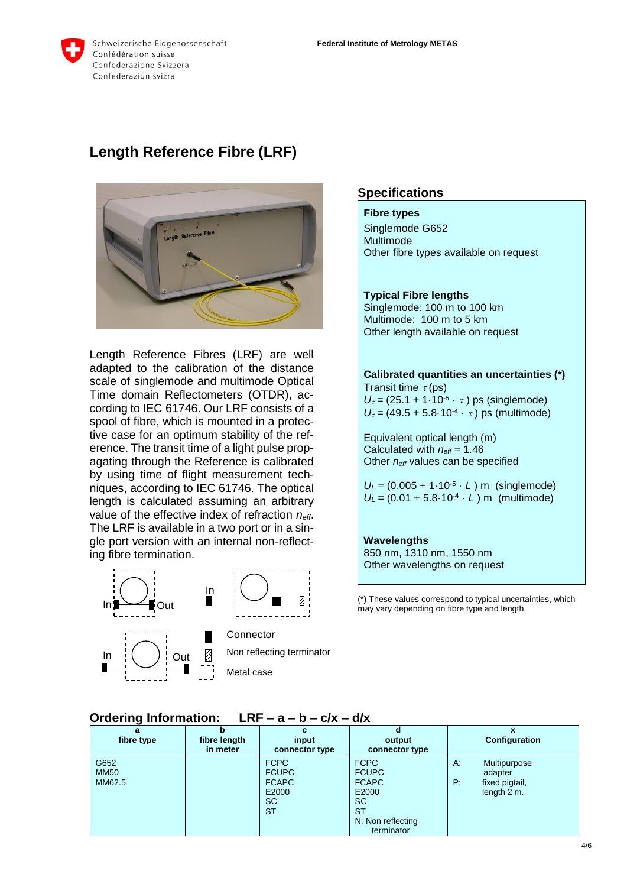Schweizerische Eidgenossenschaft
Confédération suisse
Confederazione Svizzera
Confederaziun svizra

**Federal Institute of Metrology METAS**

# Length Reference Fibre (LRF)

Length Reference Fibres (LRF) are well adapted to the calibration of the distance scale of singlemode and multimode Optical Time domain Reflectometers (OTDR), according to IEC 61746. Our LRF consists of a spool of fibre, which is mounted in a protective case for an optimum stability of the reference. The transit time of a light pulse propagating through the Reference is calibrated by using time of flight measurement techniques, according to IEC 61746. The optical length is calculated assuming an arbitrary value of the effective index of refraction $n_{eff}$. The LRF is available in a two port or in a single port version with an internal non-reflecting fibre termination.

In Out

In

In Out

Connector

Non reflecting terminator

Metal case

## Specifications

**Fibre types**

Singlemode G652
Multimode
Other fibre types available on request

**Typical Fibre lengths**

Singlemode: 100 m to 100 km
Multimode: 100 m to 5 km
Other length available on request

**Calibrated quantities an uncertainties (\*)**

Transit time $\tau$ (ps)
$U_\tau = (25.1 + 1 \cdot 10^{-5} \cdot \tau)$ ps (singlemode)
$U_\tau = (49.5 + 5.8 \cdot 10^{-4} \cdot \tau)$ ps (multimode)

Equivalent optical length (m)
Calculated with $n_{eff} = 1.46$
Other $n_{eff}$ values can be specified

$U_L = (0.005 + 1 \cdot 10^{-5} \cdot L)$ m (singlemode)
$U_L = (0.01 + 5.8 \cdot 10^{-4} \cdot L)$ m (multimode)

**Wavelengths**

850 nm, 1310 nm, 1550 nm
Other wavelengths on request

(\*) These values correspond to typical uncertainties, which may vary depending on fibre type and length.

## Ordering Information: LRF – a – b – c/x – d/x

| a<br>fibre type | b<br>fibre length in meter | c<br>input connector type | d<br>output connector type | x<br>Configuration |
|---|---|---|---|---|
| G652<br>MM50<br>MM62.5 | | FCPC<br>FCUPC<br>FCAPC<br>E2000<br>SC<br>ST | FCPC<br>FCUPC<br>FCAPC<br>E2000<br>SC<br>ST<br>N: Non reflecting terminator | A: Multipurpose adapter<br>P: fixed pigtail, length 2 m. |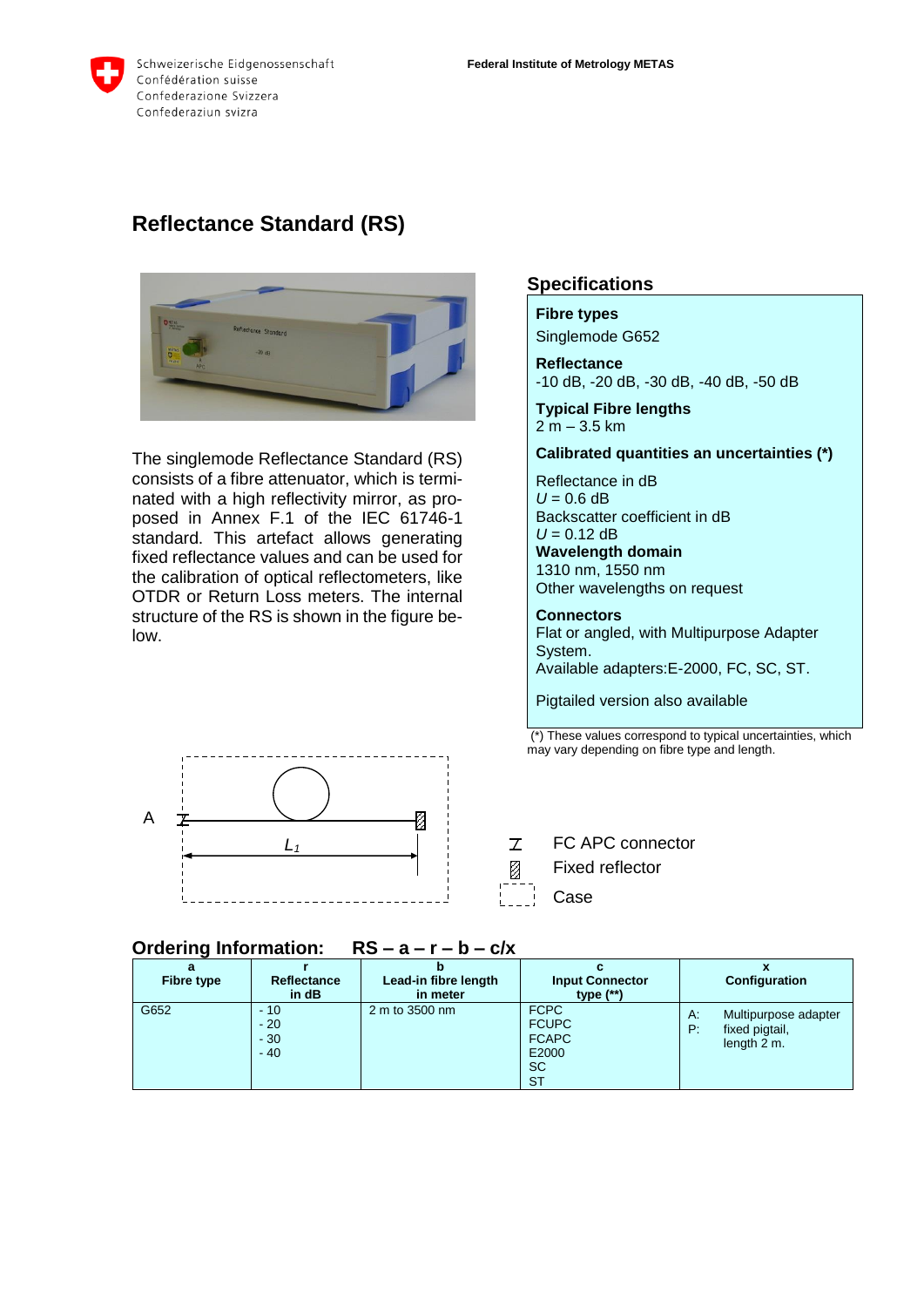Schweizerische Eidgenossenschaft
Confédération suisse
Confederazione Svizzera
Confederaziun svizra

**Federal Institute of Metrology METAS**

# Reflectance Standard (RS)

The singlemode Reflectance Standard (RS) consists of a fibre attenuator, which is terminated with a high reflectivity mirror, as proposed in Annex F.1 of the IEC 61746-1 standard. This artefact allows generating fixed reflectance values and can be used for the calibration of optical reflectometers, like OTDR or Return Loss meters. The internal structure of the RS is shown in the figure below.

## Specifications

**Fibre types**
Singlemode G652

**Reflectance**
-10 dB, -20 dB, -30 dB, -40 dB, -50 dB

**Typical Fibre lengths**
2 m – 3.5 km

**Calibrated quantities an uncertainties (*)**

Reflectance in dB
$U$ = 0.6 dB
Backscatter coefficient in dB
$U$ = 0.12 dB
**Wavelength domain**
1310 nm, 1550 nm
Other wavelengths on request

**Connectors**
Flat or angled, with Multipurpose Adapter System.
Available adapters:E-2000, FC, SC, ST.

Pigtailed version also available

(*) These values correspond to typical uncertainties, which may vary depending on fibre type and length.

A $L_1$

FC APC connector
Fixed reflector
Case

## Ordering Information: RS – a – r – b – c/x

| a<br>Fibre type | r<br>Reflectance<br>in dB | b<br>Lead-in fibre length<br>in meter | c<br>Input Connector<br>type (**) | x<br>Configuration |
|---|---|---|---|---|
| G652 | - 10<br>- 20<br>- 30<br>- 40 | 2 m to 3500 nm | FCPC<br>FCUPC<br>FCAPC<br>E2000<br>SC<br>ST | A: Multipurpose adapter<br>P: fixed pigtail, length 2 m. |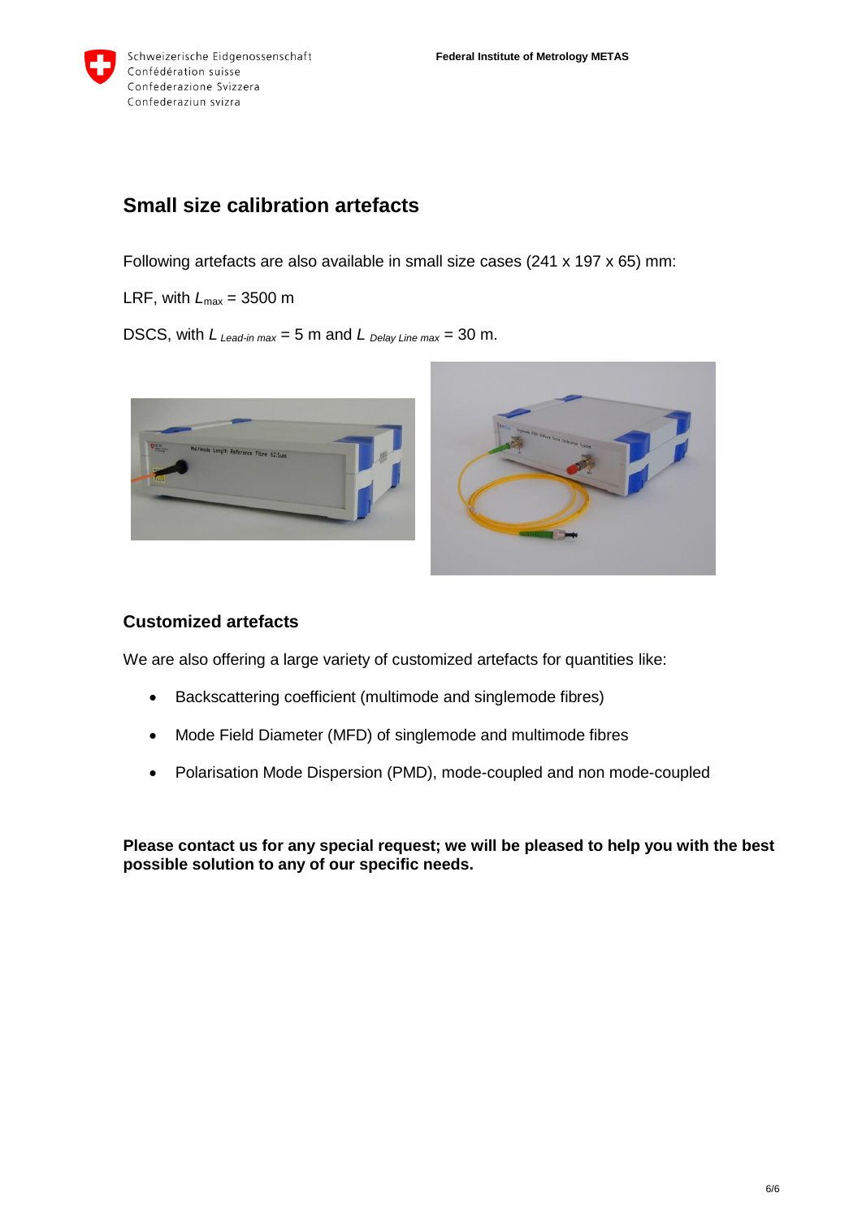## Small size calibration artefacts

Following artefacts are also available in small size cases (241 x 197 x 65) mm:

LRF, with $L_{\max}$ = 3500 m

DSCS, with $L_{\textit{Lead-in max}}$ = 5 m and $L_{\textit{Delay Line max}}$ = 30 m.

### Customized artefacts

We are also offering a large variety of customized artefacts for quantities like:

- Backscattering coefficient (multimode and singlemode fibres)
- Mode Field Diameter (MFD) of singlemode and multimode fibres
- Polarisation Mode Dispersion (PMD), mode-coupled and non mode-coupled

**Please contact us for any special request; we will be pleased to help you with the best possible solution to any of our specific needs.**